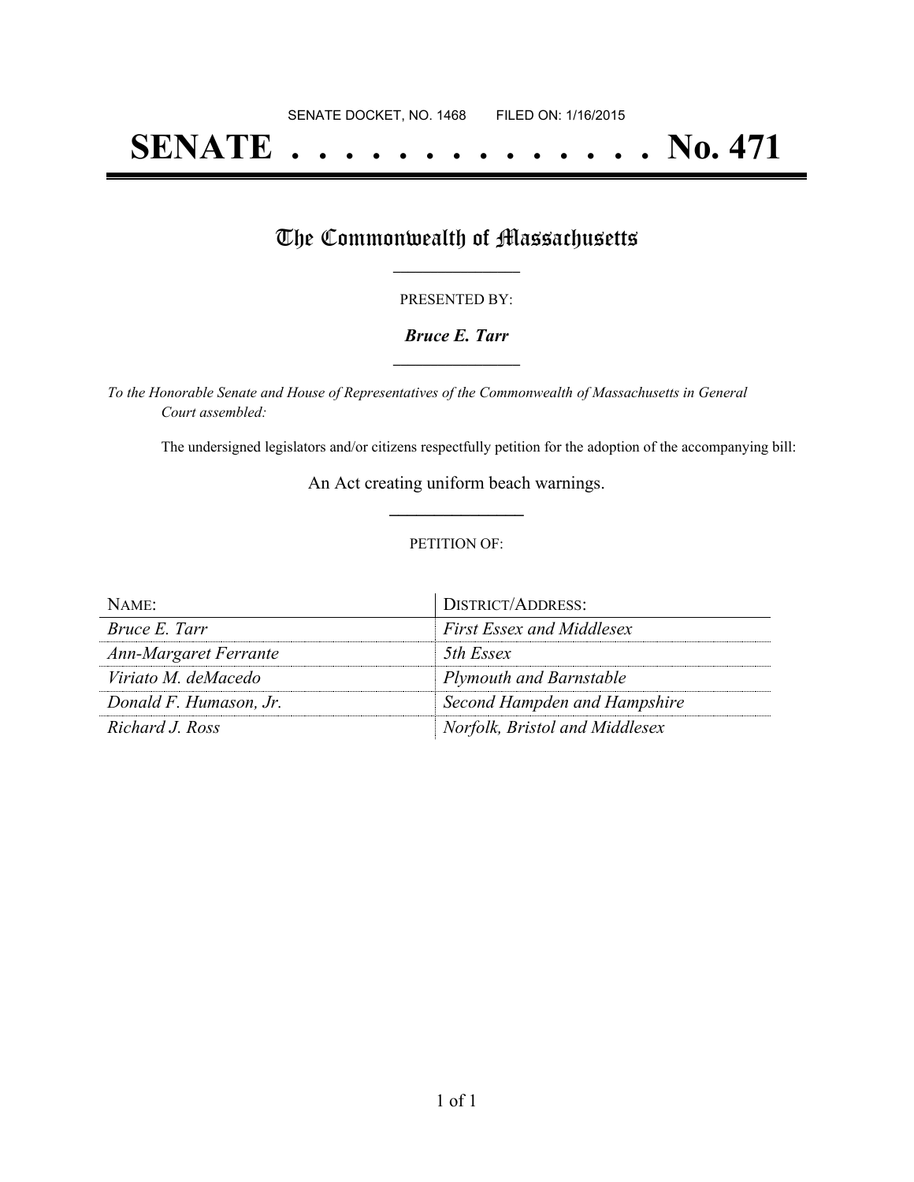SENATE DOCKET, NO. 1468        FILED ON: 1/16/2015

# SENATE . . . . . . . . . . . . . . No. 471

## The Commonwealth of Massachusetts

PRESENTED BY:

***Bruce E. Tarr***

*To the Honorable Senate and House of Representatives of the Commonwealth of Massachusetts in General Court assembled:*

The undersigned legislators and/or citizens respectfully petition for the adoption of the accompanying bill:

An Act creating uniform beach warnings.

PETITION OF:

| NAME: | DISTRICT/ADDRESS: |
|---|---|
| *Bruce E. Tarr* | *First Essex and Middlesex* |
| *Ann-Margaret Ferrante* | *5th Essex* |
| *Viriato M. deMacedo* | *Plymouth and Barnstable* |
| *Donald F. Humason, Jr.* | *Second Hampden and Hampshire* |
| *Richard J. Ross* | *Norfolk, Bristol and Middlesex* |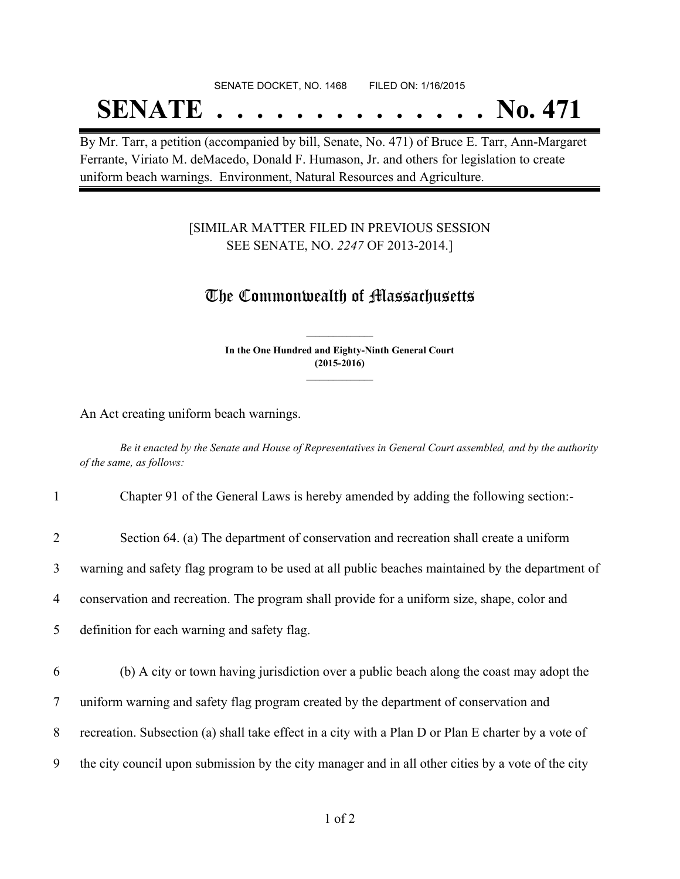SENATE DOCKET, NO. 1468 FILED ON: 1/16/2015

# SENATE . . . . . . . . . . . . . . No. 471

By Mr. Tarr, a petition (accompanied by bill, Senate, No. 471) of Bruce E. Tarr, Ann-Margaret Ferrante, Viriato M. deMacedo, Donald F. Humason, Jr. and others for legislation to create uniform beach warnings. Environment, Natural Resources and Agriculture.

[SIMILAR MATTER FILED IN PREVIOUS SESSION SEE SENATE, NO. *2247* OF 2013-2014.]

## The Commonwealth of Massachusetts

**In the One Hundred and Eighty-Ninth General Court (2015-2016)**

An Act creating uniform beach warnings.

*Be it enacted by the Senate and House of Representatives in General Court assembled, and by the authority of the same, as follows:*

1 Chapter 91 of the General Laws is hereby amended by adding the following section:-

2 Section 64. (a) The department of conservation and recreation shall create a uniform
3 warning and safety flag program to be used at all public beaches maintained by the department of
4 conservation and recreation. The program shall provide for a uniform size, shape, color and
5 definition for each warning and safety flag.

6 (b) A city or town having jurisdiction over a public beach along the coast may adopt the
7 uniform warning and safety flag program created by the department of conservation and
8 recreation. Subsection (a) shall take effect in a city with a Plan D or Plan E charter by a vote of
9 the city council upon submission by the city manager and in all other cities by a vote of the city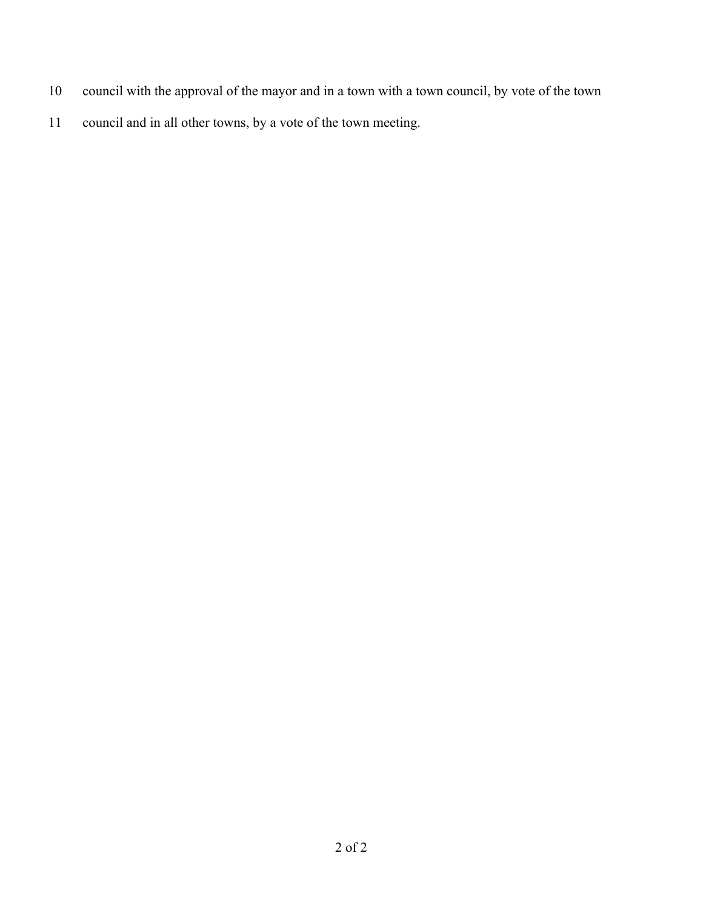10 council with the approval of the mayor and in a town with a town council, by vote of the town

11 council and in all other towns, by a vote of the town meeting.